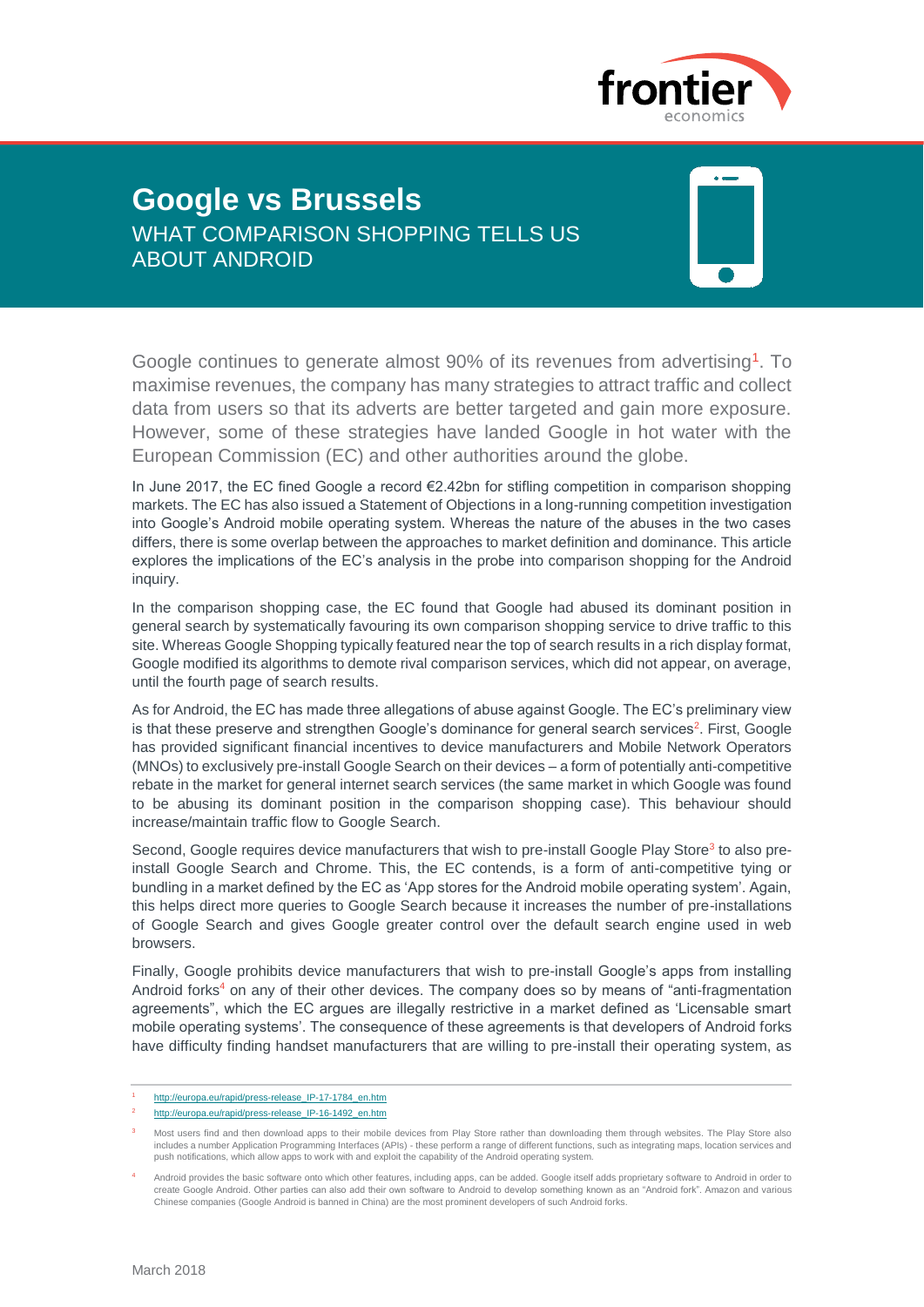# Google vs Brussels

## WHAT COMPARISON SHOPPING TELLS US ABOUT ANDROID

Google continues to generate almost 90% of its revenues from advertising[1]. To maximise revenues, the company has many strategies to attract traffic and collect data from users so that its adverts are better targeted and gain more exposure. However, some of these strategies have landed Google in hot water with the European Commission (EC) and other authorities around the globe.

In June 2017, the EC fined Google a record €2.42bn for stifling competition in comparison shopping markets. The EC has also issued a Statement of Objections in a long-running competition investigation into Google's Android mobile operating system. Whereas the nature of the abuses in the two cases differs, there is some overlap between the approaches to market definition and dominance. This article explores the implications of the EC's analysis in the probe into comparison shopping for the Android inquiry.

In the comparison shopping case, the EC found that Google had abused its dominant position in general search by systematically favouring its own comparison shopping service to drive traffic to this site. Whereas Google Shopping typically featured near the top of search results in a rich display format, Google modified its algorithms to demote rival comparison services, which did not appear, on average, until the fourth page of search results.

As for Android, the EC has made three allegations of abuse against Google. The EC's preliminary view is that these preserve and strengthen Google's dominance for general search services[2]. First, Google has provided significant financial incentives to device manufacturers and Mobile Network Operators (MNOs) to exclusively pre-install Google Search on their devices – a form of potentially anti-competitive rebate in the market for general internet search services (the same market in which Google was found to be abusing its dominant position in the comparison shopping case). This behaviour should increase/maintain traffic flow to Google Search.

Second, Google requires device manufacturers that wish to pre-install Google Play Store[3] to also pre-install Google Search and Chrome. This, the EC contends, is a form of anti-competitive tying or bundling in a market defined by the EC as 'App stores for the Android mobile operating system'. Again, this helps direct more queries to Google Search because it increases the number of pre-installations of Google Search and gives Google greater control over the default search engine used in web browsers.

Finally, Google prohibits device manufacturers that wish to pre-install Google's apps from installing Android forks[4] on any of their other devices. The company does so by means of "anti-fragmentation agreements", which the EC argues are illegally restrictive in a market defined as 'Licensable smart mobile operating systems'. The consequence of these agreements is that developers of Android forks have difficulty finding handset manufacturers that are willing to pre-install their operating system, as

---

[1] http://europa.eu/rapid/press-release_IP-17-1784_en.htm

[2] http://europa.eu/rapid/press-release_IP-16-1492_en.htm

[3] Most users find and then download apps to their mobile devices from Play Store rather than downloading them through websites. The Play Store also includes a number Application Programming Interfaces (APIs) - these perform a range of different functions, such as integrating maps, location services and push notifications, which allow apps to work with and exploit the capability of the Android operating system.

[4] Android provides the basic software onto which other features, including apps, can be added. Google itself adds proprietary software to Android in order to create Google Android. Other parties can also add their own software to Android to develop something known as an "Android fork". Amazon and various Chinese companies (Google Android is banned in China) are the most prominent developers of such Android forks.

March 2018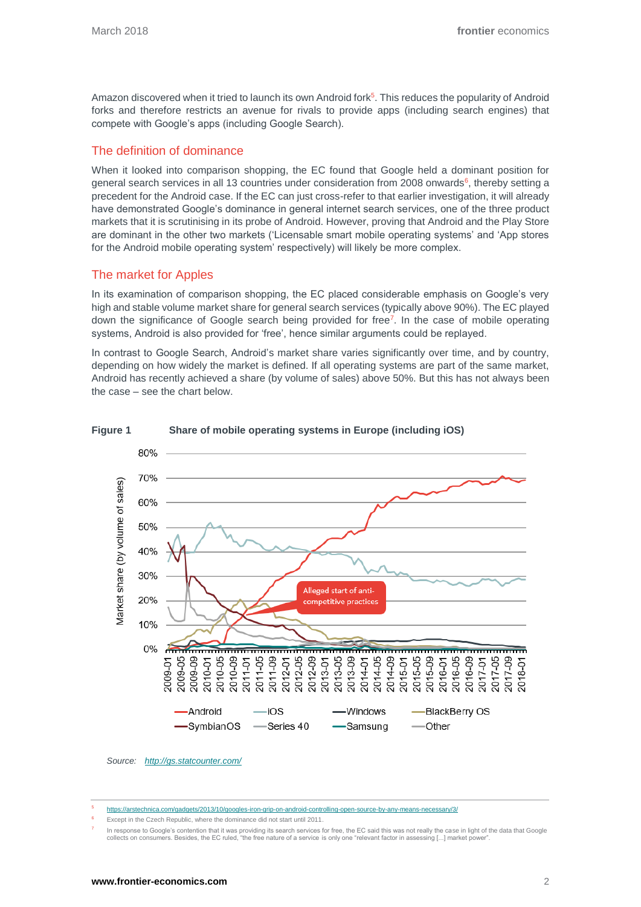Amazon discovered when it tried to launch its own Android fork[5]. This reduces the popularity of Android forks and therefore restricts an avenue for rivals to provide apps (including search engines) that compete with Google's apps (including Google Search).

## The definition of dominance

When it looked into comparison shopping, the EC found that Google held a dominant position for general search services in all 13 countries under consideration from 2008 onwards[6], thereby setting a precedent for the Android case. If the EC can just cross-refer to that earlier investigation, it will already have demonstrated Google's dominance in general internet search services, one of the three product markets that it is scrutinising in its probe of Android. However, proving that Android and the Play Store are dominant in the other two markets ('Licensable smart mobile operating systems' and 'App stores for the Android mobile operating system' respectively) will likely be more complex.

## The market for Apples

In its examination of comparison shopping, the EC placed considerable emphasis on Google's very high and stable volume market share for general search services (typically above 90%). The EC played down the significance of Google search being provided for free[7]. In the case of mobile operating systems, Android is also provided for 'free', hence similar arguments could be replayed.

In contrast to Google Search, Android's market share varies significantly over time, and by country, depending on how widely the market is defined. If all operating systems are part of the same market, Android has recently achieved a share (by volume of sales) above 50%. But this has not always been the case – see the chart below.

**Figure 1** **Share of mobile operating systems in Europe (including iOS)**

*Source: [http://gs.statcounter.com/](http://gs.statcounter.com/)*

---

[5] https://arstechnica.com/gadgets/2013/10/googles-iron-grip-on-android-controlling-open-source-by-any-means-necessary/3/

[6] Except in the Czech Republic, where the dominance did not start until 2011.

[7] In response to Google's contention that it was providing its search services for free, the EC said this was not really the case in light of the data that Google collects on consumers. Besides, the EC ruled, "the free nature of a service is only one "relevant factor in assessing [...] market power".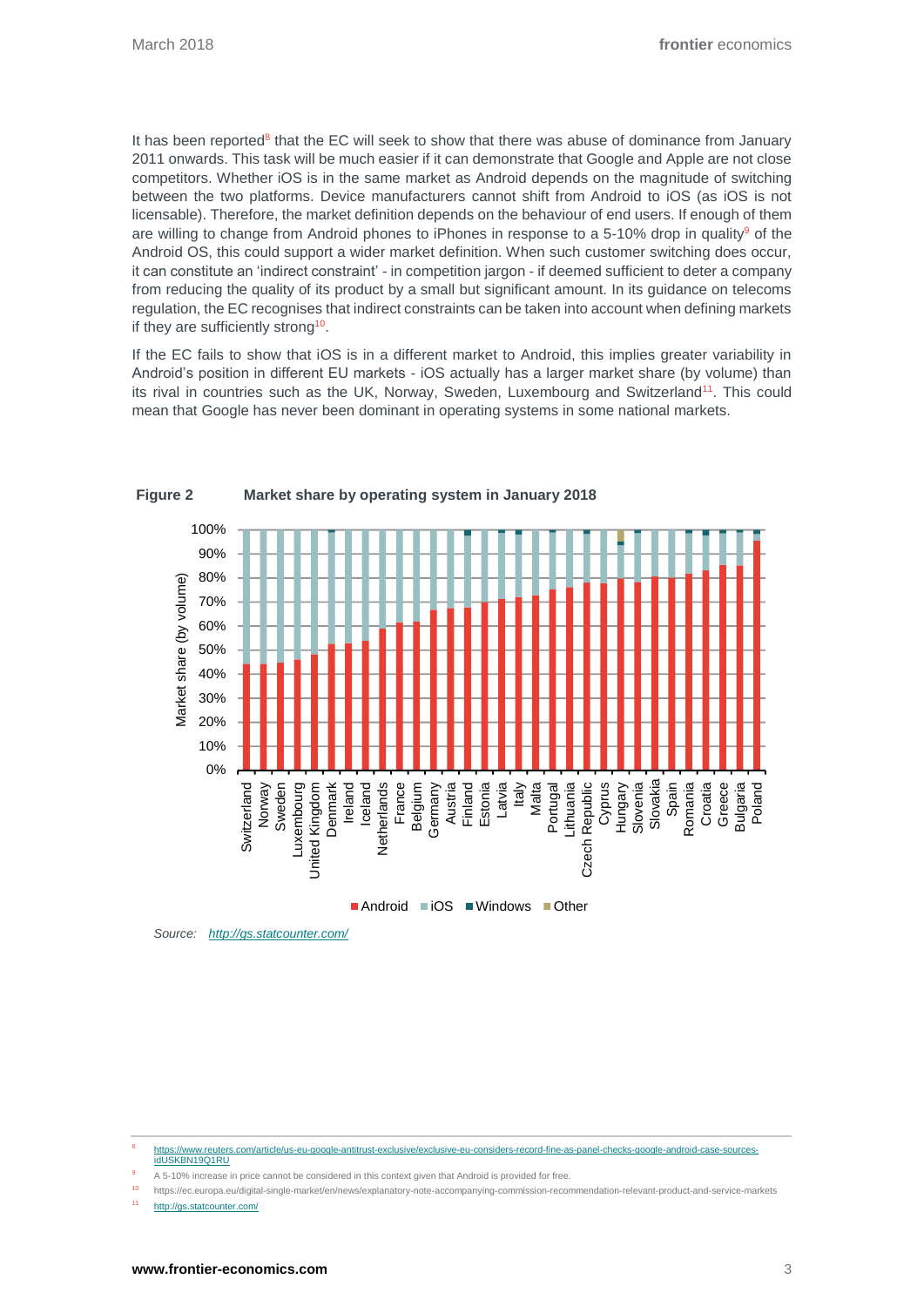It has been reported[8] that the EC will seek to show that there was abuse of dominance from January 2011 onwards. This task will be much easier if it can demonstrate that Google and Apple are not close competitors. Whether iOS is in the same market as Android depends on the magnitude of switching between the two platforms. Device manufacturers cannot shift from Android to iOS (as iOS is not licensable). Therefore, the market definition depends on the behaviour of end users. If enough of them are willing to change from Android phones to iPhones in response to a 5-10% drop in quality[9] of the Android OS, this could support a wider market definition. When such customer switching does occur, it can constitute an 'indirect constraint' - in competition jargon - if deemed sufficient to deter a company from reducing the quality of its product by a small but significant amount. In its guidance on telecoms regulation, the EC recognises that indirect constraints can be taken into account when defining markets if they are sufficiently strong[10].

If the EC fails to show that iOS is in a different market to Android, this implies greater variability in Android's position in different EU markets - iOS actually has a larger market share (by volume) than its rival in countries such as the UK, Norway, Sweden, Luxembourg and Switzerland[11]. This could mean that Google has never been dominant in operating systems in some national markets.

**Figure 2 Market share by operating system in January 2018**

Source: *http://gs.statcounter.com/*

---

[8] https://www.reuters.com/article/us-eu-google-antitrust-exclusive/exclusive-eu-considers-record-fine-as-panel-checks-google-android-case-sources-idUSKBN19Q1RU

[9] A 5-10% increase in price cannot be considered in this context given that Android is provided for free.

[10] https://ec.europa.eu/digital-single-market/en/news/explanatory-note-accompanying-commission-recommendation-relevant-product-and-service-markets

[11] http://gs.statcounter.com/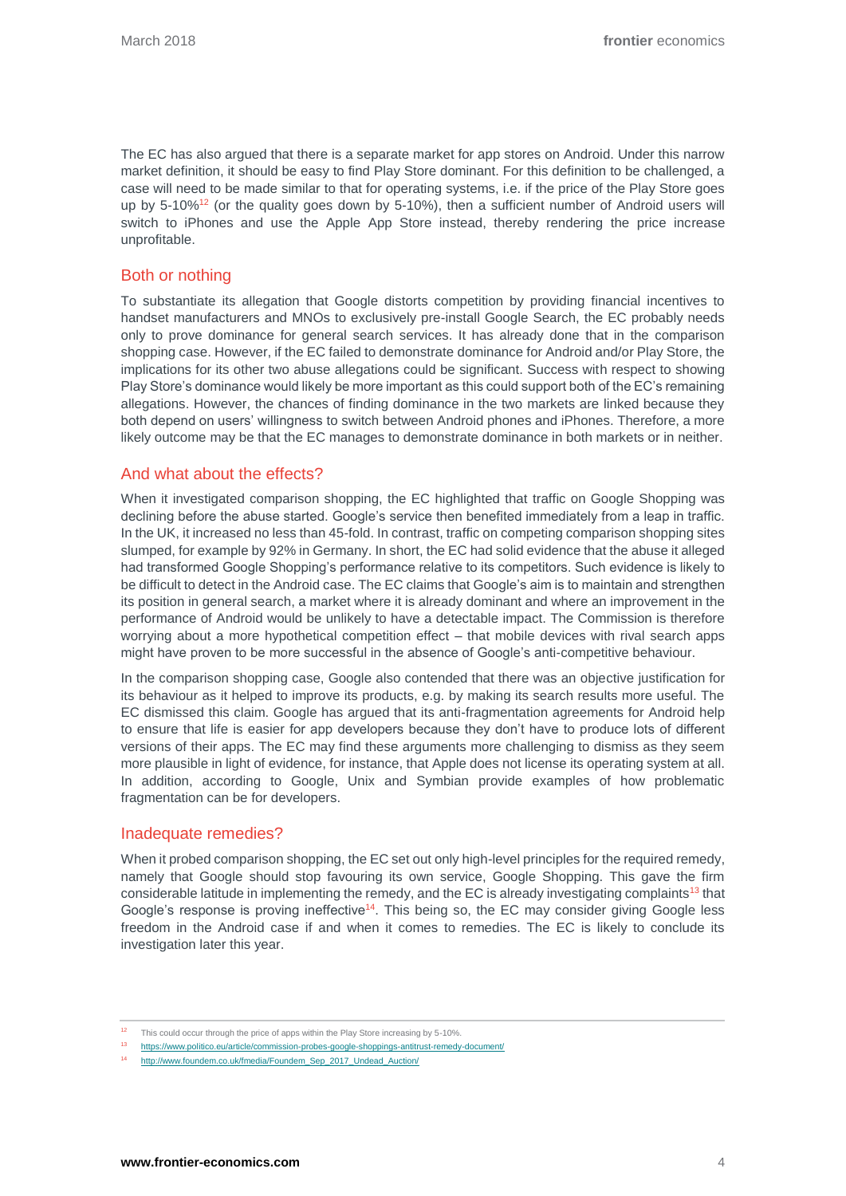The EC has also argued that there is a separate market for app stores on Android. Under this narrow market definition, it should be easy to find Play Store dominant. For this definition to be challenged, a case will need to be made similar to that for operating systems, i.e. if the price of the Play Store goes up by 5-10%[12] (or the quality goes down by 5-10%), then a sufficient number of Android users will switch to iPhones and use the Apple App Store instead, thereby rendering the price increase unprofitable.

## Both or nothing

To substantiate its allegation that Google distorts competition by providing financial incentives to handset manufacturers and MNOs to exclusively pre-install Google Search, the EC probably needs only to prove dominance for general search services. It has already done that in the comparison shopping case. However, if the EC failed to demonstrate dominance for Android and/or Play Store, the implications for its other two abuse allegations could be significant. Success with respect to showing Play Store's dominance would likely be more important as this could support both of the EC's remaining allegations. However, the chances of finding dominance in the two markets are linked because they both depend on users' willingness to switch between Android phones and iPhones. Therefore, a more likely outcome may be that the EC manages to demonstrate dominance in both markets or in neither.

## And what about the effects?

When it investigated comparison shopping, the EC highlighted that traffic on Google Shopping was declining before the abuse started. Google's service then benefited immediately from a leap in traffic. In the UK, it increased no less than 45-fold. In contrast, traffic on competing comparison shopping sites slumped, for example by 92% in Germany. In short, the EC had solid evidence that the abuse it alleged had transformed Google Shopping's performance relative to its competitors. Such evidence is likely to be difficult to detect in the Android case. The EC claims that Google's aim is to maintain and strengthen its position in general search, a market where it is already dominant and where an improvement in the performance of Android would be unlikely to have a detectable impact. The Commission is therefore worrying about a more hypothetical competition effect – that mobile devices with rival search apps might have proven to be more successful in the absence of Google's anti-competitive behaviour.

In the comparison shopping case, Google also contended that there was an objective justification for its behaviour as it helped to improve its products, e.g. by making its search results more useful. The EC dismissed this claim. Google has argued that its anti-fragmentation agreements for Android help to ensure that life is easier for app developers because they don't have to produce lots of different versions of their apps. The EC may find these arguments more challenging to dismiss as they seem more plausible in light of evidence, for instance, that Apple does not license its operating system at all. In addition, according to Google, Unix and Symbian provide examples of how problematic fragmentation can be for developers.

## Inadequate remedies?

When it probed comparison shopping, the EC set out only high-level principles for the required remedy, namely that Google should stop favouring its own service, Google Shopping. This gave the firm considerable latitude in implementing the remedy, and the EC is already investigating complaints[13] that Google's response is proving ineffective[14]. This being so, the EC may consider giving Google less freedom in the Android case if and when it comes to remedies. The EC is likely to conclude its investigation later this year.

---

[12] This could occur through the price of apps within the Play Store increasing by 5-10%.

[13] https://www.politico.eu/article/commission-probes-google-shoppings-antitrust-remedy-document/

[14] http://www.foundem.co.uk/fmedia/Foundem_Sep_2017_Undead_Auction/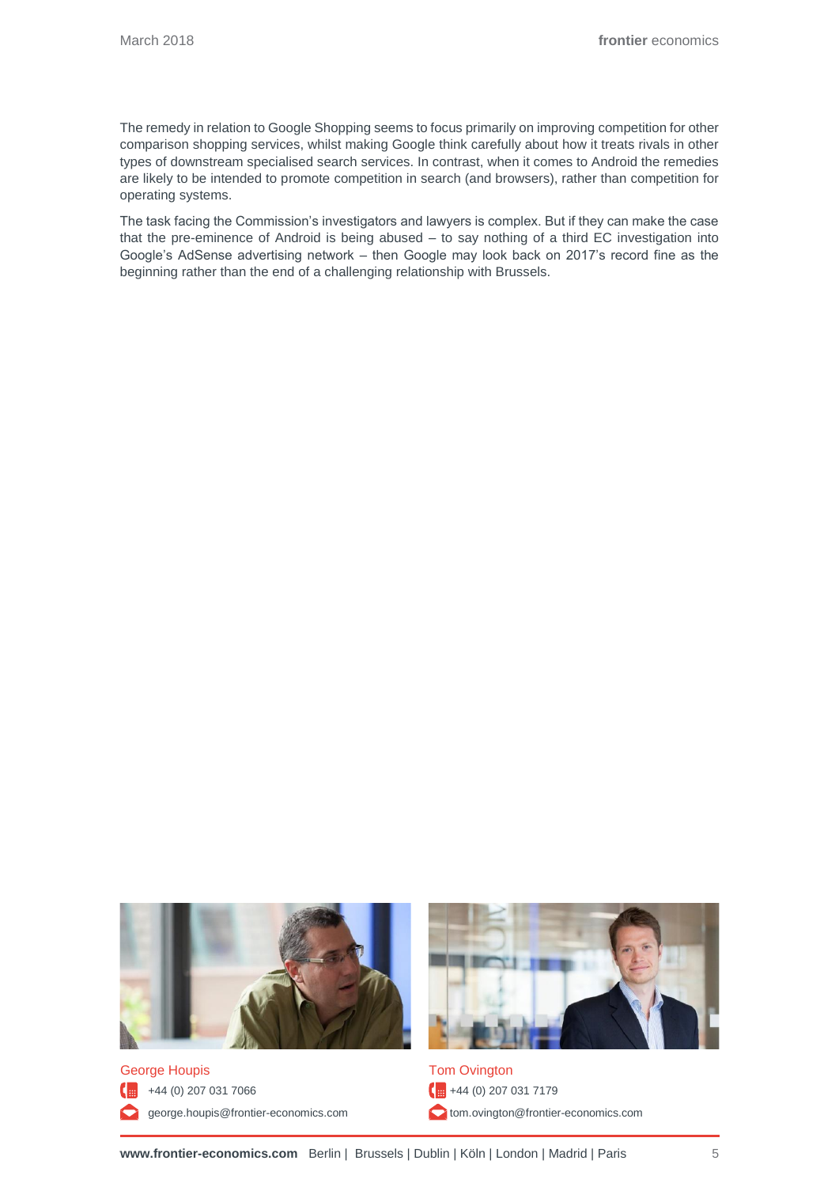The remedy in relation to Google Shopping seems to focus primarily on improving competition for other comparison shopping services, whilst making Google think carefully about how it treats rivals in other types of downstream specialised search services. In contrast, when it comes to Android the remedies are likely to be intended to promote competition in search (and browsers), rather than competition for operating systems.

The task facing the Commission's investigators and lawyers is complex. But if they can make the case that the pre-eminence of Android is being abused – to say nothing of a third EC investigation into Google's AdSense advertising network – then Google may look back on 2017's record fine as the beginning rather than the end of a challenging relationship with Brussels.

George Houpis
+44 (0) 207 031 7066
george.houpis@frontier-economics.com

Tom Ovington
+44 (0) 207 031 7179
tom.ovington@frontier-economics.com

**www.frontier-economics.com** Berlin | Brussels | Dublin | Köln | London | Madrid | Paris